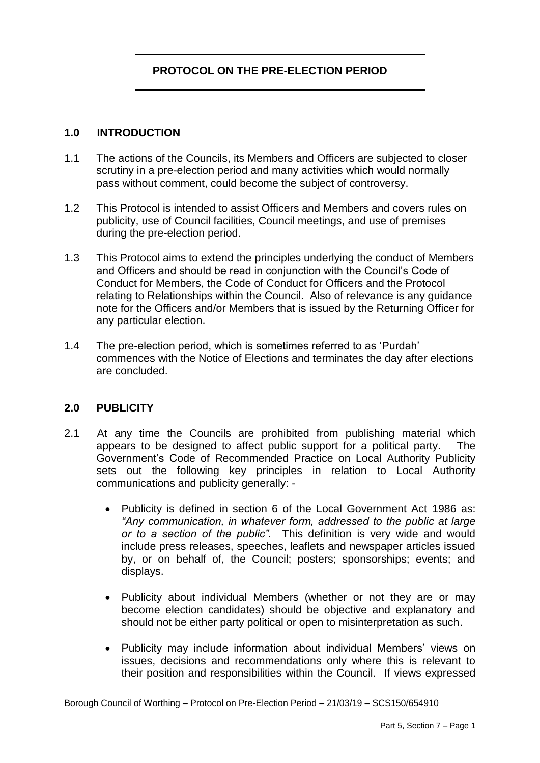# PROTOCOL ON THE PRE-ELECTION PERIOD

## 1.0 INTRODUCTION

1.1 The actions of the Councils, its Members and Officers are subjected to closer scrutiny in a pre-election period and many activities which would normally pass without comment, could become the subject of controversy.

1.2 This Protocol is intended to assist Officers and Members and covers rules on publicity, use of Council facilities, Council meetings, and use of premises during the pre-election period.

1.3 This Protocol aims to extend the principles underlying the conduct of Members and Officers and should be read in conjunction with the Council's Code of Conduct for Members, the Code of Conduct for Officers and the Protocol relating to Relationships within the Council. Also of relevance is any guidance note for the Officers and/or Members that is issued by the Returning Officer for any particular election.

1.4 The pre-election period, which is sometimes referred to as 'Purdah' commences with the Notice of Elections and terminates the day after elections are concluded.

## 2.0 PUBLICITY

2.1 At any time the Councils are prohibited from publishing material which appears to be designed to affect public support for a political party. The Government's Code of Recommended Practice on Local Authority Publicity sets out the following key principles in relation to Local Authority communications and publicity generally: -

- Publicity is defined in section 6 of the Local Government Act 1986 as: *"Any communication, in whatever form, addressed to the public at large or to a section of the public".* This definition is very wide and would include press releases, speeches, leaflets and newspaper articles issued by, or on behalf of, the Council; posters; sponsorships; events; and displays.

- Publicity about individual Members (whether or not they are or may become election candidates) should be objective and explanatory and should not be either party political or open to misinterpretation as such.

- Publicity may include information about individual Members' views on issues, decisions and recommendations only where this is relevant to their position and responsibilities within the Council. If views expressed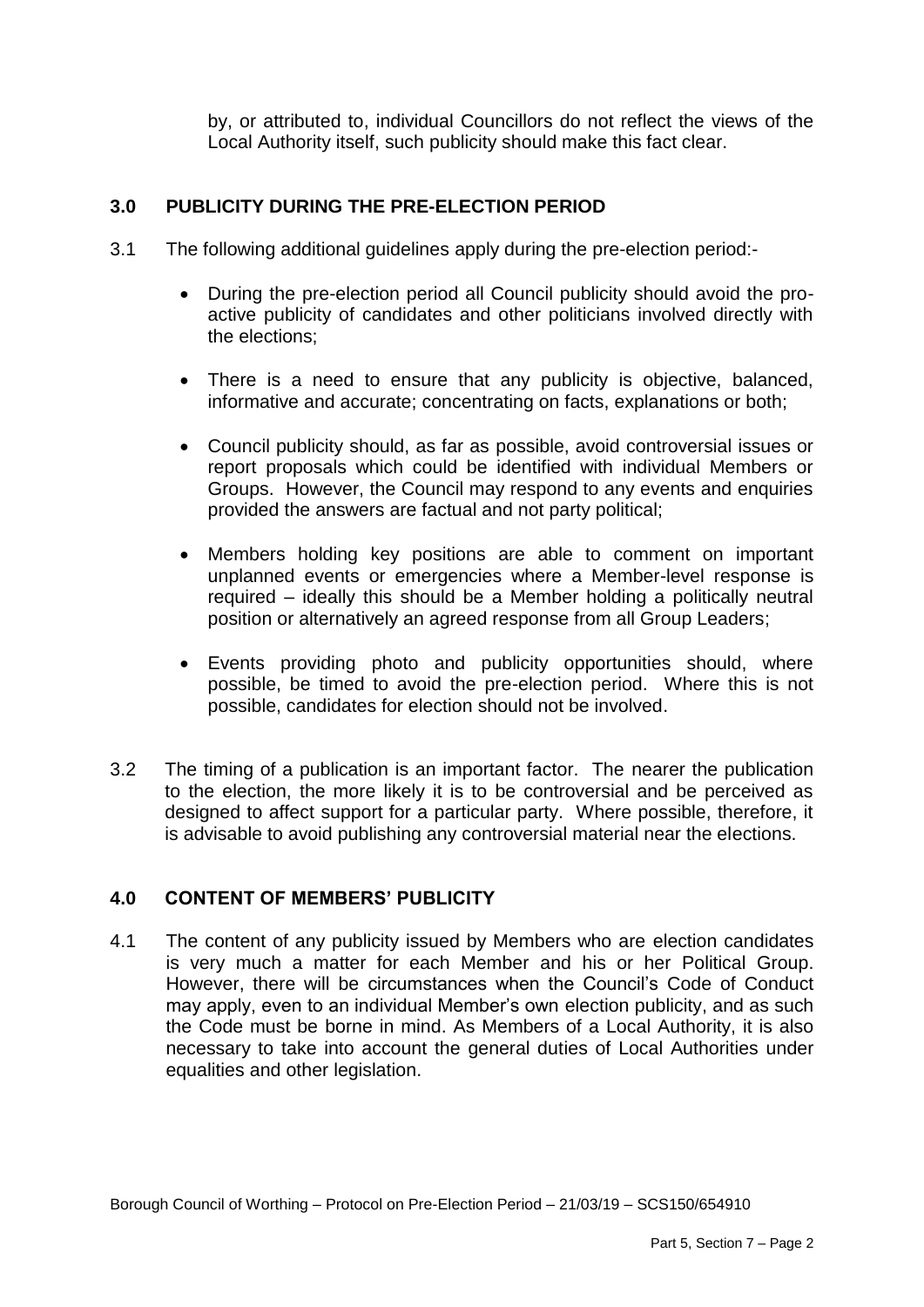by, or attributed to, individual Councillors do not reflect the views of the Local Authority itself, such publicity should make this fact clear.

## 3.0 PUBLICITY DURING THE PRE-ELECTION PERIOD

3.1 The following additional guidelines apply during the pre-election period:-

- During the pre-election period all Council publicity should avoid the pro-active publicity of candidates and other politicians involved directly with the elections;
- There is a need to ensure that any publicity is objective, balanced, informative and accurate; concentrating on facts, explanations or both;
- Council publicity should, as far as possible, avoid controversial issues or report proposals which could be identified with individual Members or Groups. However, the Council may respond to any events and enquiries provided the answers are factual and not party political;
- Members holding key positions are able to comment on important unplanned events or emergencies where a Member-level response is required – ideally this should be a Member holding a politically neutral position or alternatively an agreed response from all Group Leaders;
- Events providing photo and publicity opportunities should, where possible, be timed to avoid the pre-election period. Where this is not possible, candidates for election should not be involved.

3.2 The timing of a publication is an important factor. The nearer the publication to the election, the more likely it is to be controversial and be perceived as designed to affect support for a particular party. Where possible, therefore, it is advisable to avoid publishing any controversial material near the elections.

## 4.0 CONTENT OF MEMBERS' PUBLICITY

4.1 The content of any publicity issued by Members who are election candidates is very much a matter for each Member and his or her Political Group. However, there will be circumstances when the Council's Code of Conduct may apply, even to an individual Member's own election publicity, and as such the Code must be borne in mind. As Members of a Local Authority, it is also necessary to take into account the general duties of Local Authorities under equalities and other legislation.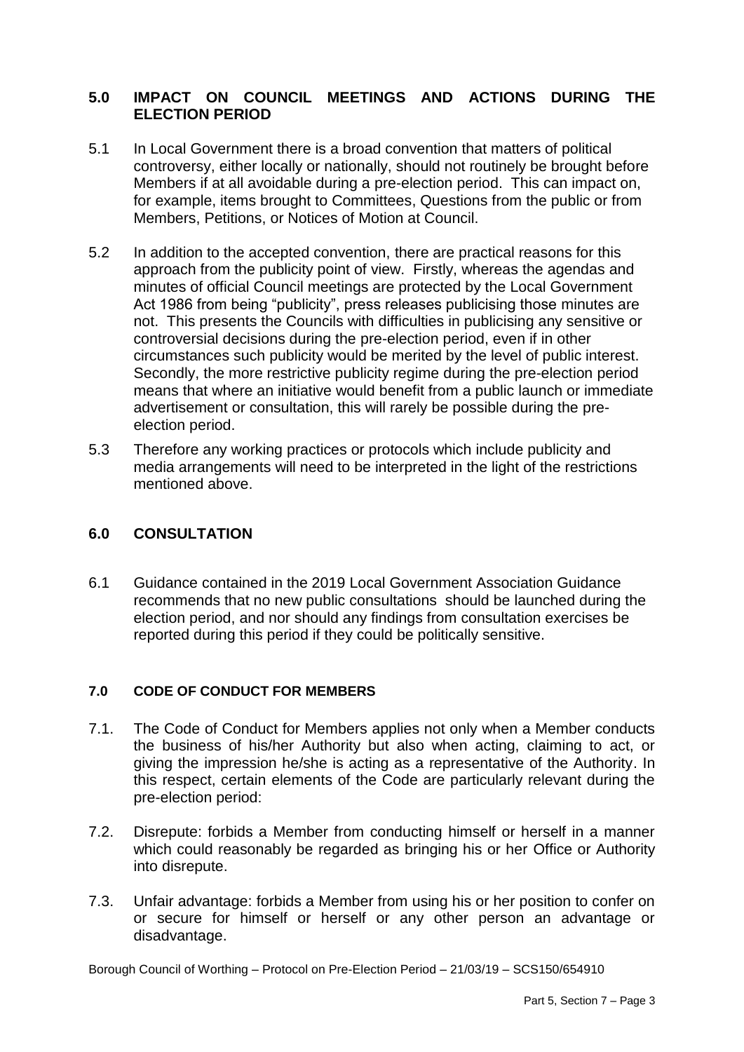## 5.0 IMPACT ON COUNCIL MEETINGS AND ACTIONS DURING THE ELECTION PERIOD

5.1 In Local Government there is a broad convention that matters of political controversy, either locally or nationally, should not routinely be brought before Members if at all avoidable during a pre-election period. This can impact on, for example, items brought to Committees, Questions from the public or from Members, Petitions, or Notices of Motion at Council.

5.2 In addition to the accepted convention, there are practical reasons for this approach from the publicity point of view. Firstly, whereas the agendas and minutes of official Council meetings are protected by the Local Government Act 1986 from being "publicity", press releases publicising those minutes are not. This presents the Councils with difficulties in publicising any sensitive or controversial decisions during the pre-election period, even if in other circumstances such publicity would be merited by the level of public interest. Secondly, the more restrictive publicity regime during the pre-election period means that where an initiative would benefit from a public launch or immediate advertisement or consultation, this will rarely be possible during the pre-election period.

5.3 Therefore any working practices or protocols which include publicity and media arrangements will need to be interpreted in the light of the restrictions mentioned above.

## 6.0 CONSULTATION

6.1 Guidance contained in the 2019 Local Government Association Guidance recommends that no new public consultations should be launched during the election period, and nor should any findings from consultation exercises be reported during this period if they could be politically sensitive.

## 7.0 CODE OF CONDUCT FOR MEMBERS

7.1. The Code of Conduct for Members applies not only when a Member conducts the business of his/her Authority but also when acting, claiming to act, or giving the impression he/she is acting as a representative of the Authority. In this respect, certain elements of the Code are particularly relevant during the pre-election period:

7.2. Disrepute: forbids a Member from conducting himself or herself in a manner which could reasonably be regarded as bringing his or her Office or Authority into disrepute.

7.3. Unfair advantage: forbids a Member from using his or her position to confer on or secure for himself or herself or any other person an advantage or disadvantage.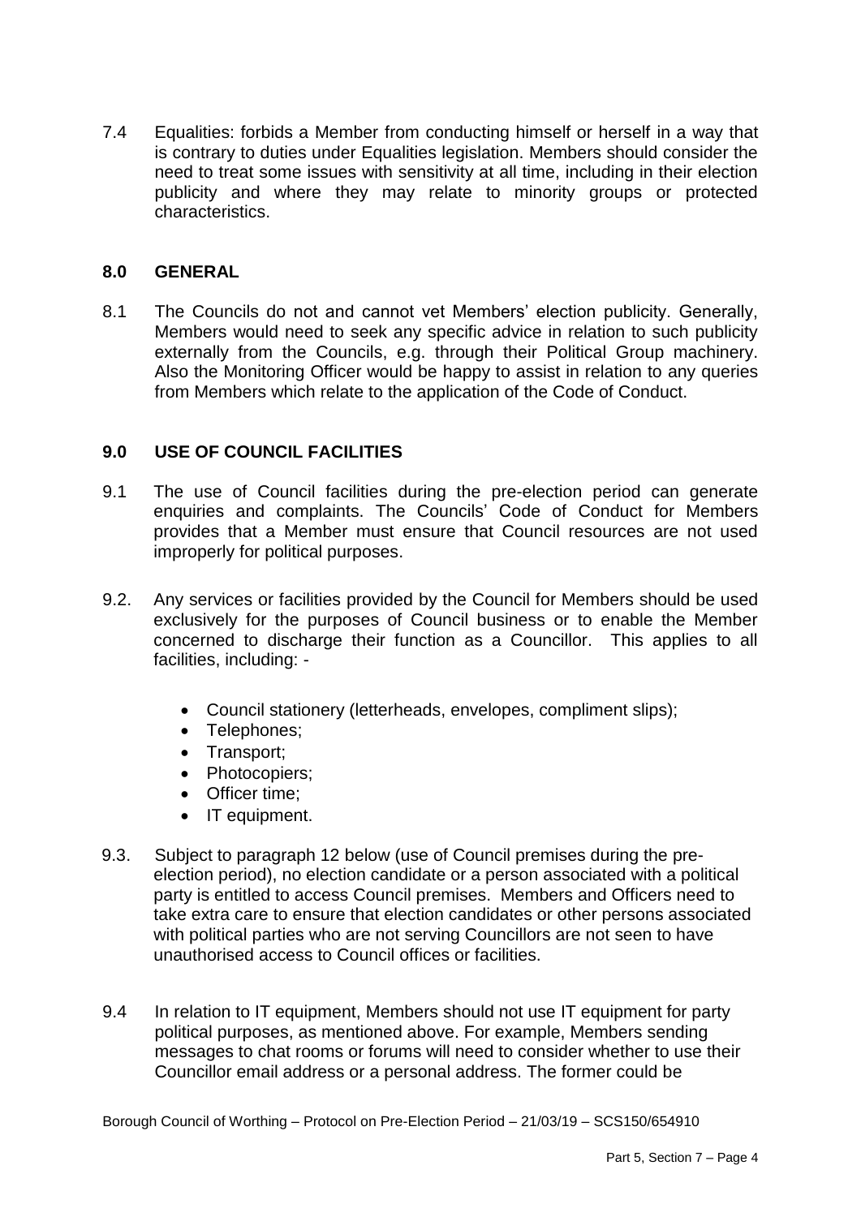7.4 Equalities: forbids a Member from conducting himself or herself in a way that is contrary to duties under Equalities legislation. Members should consider the need to treat some issues with sensitivity at all time, including in their election publicity and where they may relate to minority groups or protected characteristics.

## 8.0 GENERAL

8.1 The Councils do not and cannot vet Members' election publicity. Generally, Members would need to seek any specific advice in relation to such publicity externally from the Councils, e.g. through their Political Group machinery. Also the Monitoring Officer would be happy to assist in relation to any queries from Members which relate to the application of the Code of Conduct.

## 9.0 USE OF COUNCIL FACILITIES

9.1 The use of Council facilities during the pre-election period can generate enquiries and complaints. The Councils' Code of Conduct for Members provides that a Member must ensure that Council resources are not used improperly for political purposes.

9.2. Any services or facilities provided by the Council for Members should be used exclusively for the purposes of Council business or to enable the Member concerned to discharge their function as a Councillor. This applies to all facilities, including: -

- Council stationery (letterheads, envelopes, compliment slips);
- Telephones;
- Transport;
- Photocopiers;
- Officer time;
- IT equipment.

9.3. Subject to paragraph 12 below (use of Council premises during the pre-election period), no election candidate or a person associated with a political party is entitled to access Council premises. Members and Officers need to take extra care to ensure that election candidates or other persons associated with political parties who are not serving Councillors are not seen to have unauthorised access to Council offices or facilities.

9.4 In relation to IT equipment, Members should not use IT equipment for party political purposes, as mentioned above. For example, Members sending messages to chat rooms or forums will need to consider whether to use their Councillor email address or a personal address. The former could be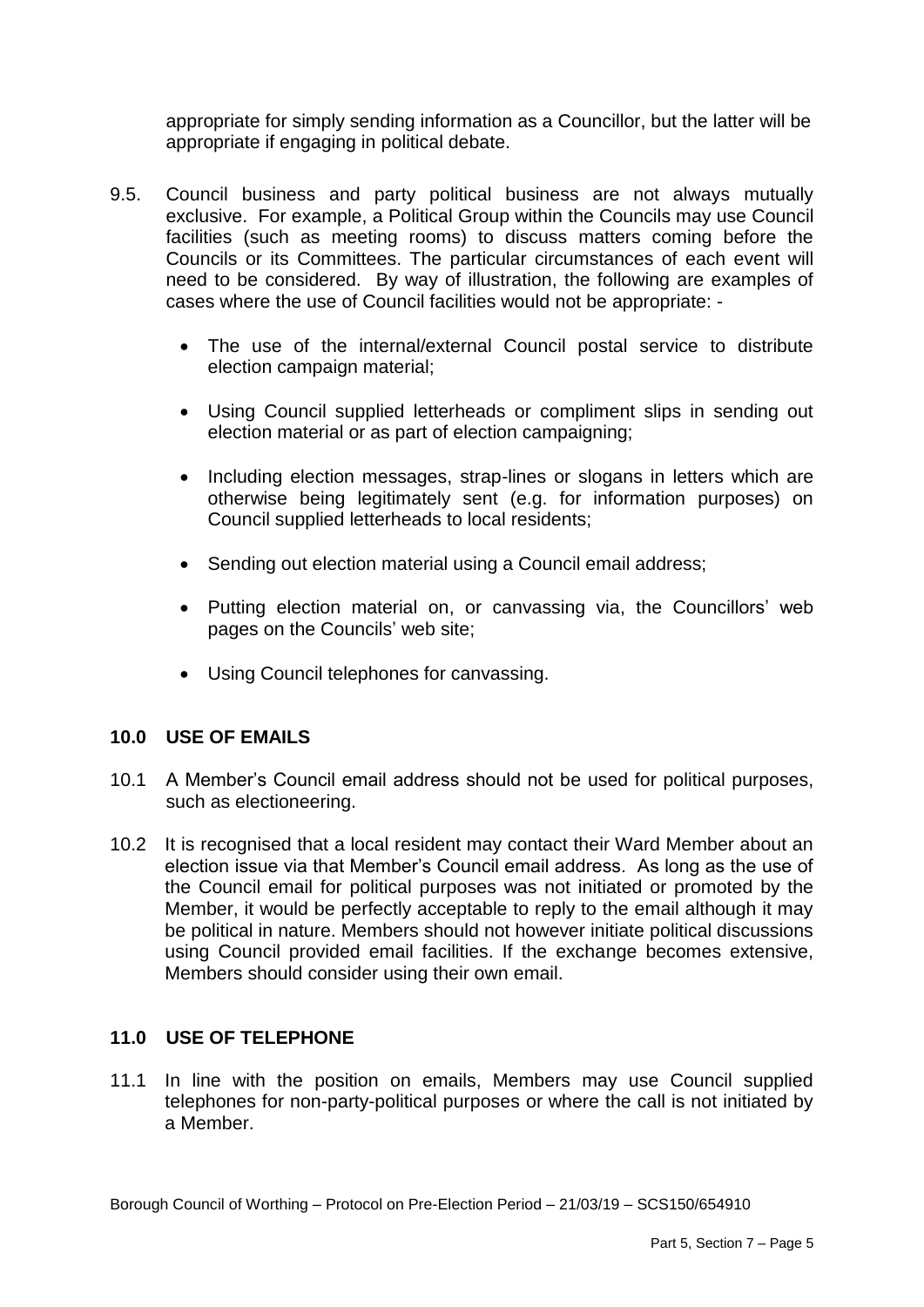appropriate for simply sending information as a Councillor, but the latter will be appropriate if engaging in political debate.

9.5. Council business and party political business are not always mutually exclusive. For example, a Political Group within the Councils may use Council facilities (such as meeting rooms) to discuss matters coming before the Councils or its Committees. The particular circumstances of each event will need to be considered. By way of illustration, the following are examples of cases where the use of Council facilities would not be appropriate: -

- The use of the internal/external Council postal service to distribute election campaign material;
- Using Council supplied letterheads or compliment slips in sending out election material or as part of election campaigning;
- Including election messages, strap-lines or slogans in letters which are otherwise being legitimately sent (e.g. for information purposes) on Council supplied letterheads to local residents;
- Sending out election material using a Council email address;
- Putting election material on, or canvassing via, the Councillors' web pages on the Councils' web site;
- Using Council telephones for canvassing.

## 10.0 USE OF EMAILS

10.1 A Member's Council email address should not be used for political purposes, such as electioneering.

10.2 It is recognised that a local resident may contact their Ward Member about an election issue via that Member's Council email address. As long as the use of the Council email for political purposes was not initiated or promoted by the Member, it would be perfectly acceptable to reply to the email although it may be political in nature. Members should not however initiate political discussions using Council provided email facilities. If the exchange becomes extensive, Members should consider using their own email.

## 11.0 USE OF TELEPHONE

11.1 In line with the position on emails, Members may use Council supplied telephones for non-party-political purposes or where the call is not initiated by a Member.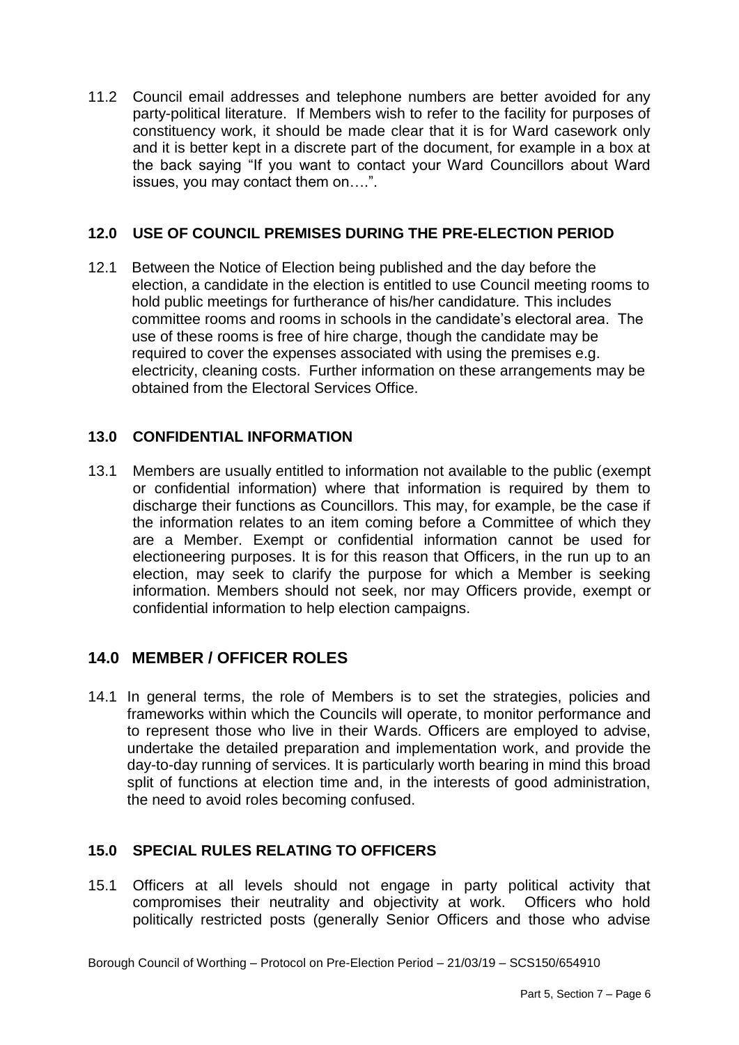11.2 Council email addresses and telephone numbers are better avoided for any party-political literature. If Members wish to refer to the facility for purposes of constituency work, it should be made clear that it is for Ward casework only and it is better kept in a discrete part of the document, for example in a box at the back saying "If you want to contact your Ward Councillors about Ward issues, you may contact them on….".

## 12.0 USE OF COUNCIL PREMISES DURING THE PRE-ELECTION PERIOD

12.1 Between the Notice of Election being published and the day before the election, a candidate in the election is entitled to use Council meeting rooms to hold public meetings for furtherance of his/her candidature. This includes committee rooms and rooms in schools in the candidate's electoral area. The use of these rooms is free of hire charge, though the candidate may be required to cover the expenses associated with using the premises e.g. electricity, cleaning costs. Further information on these arrangements may be obtained from the Electoral Services Office.

## 13.0 CONFIDENTIAL INFORMATION

13.1 Members are usually entitled to information not available to the public (exempt or confidential information) where that information is required by them to discharge their functions as Councillors. This may, for example, be the case if the information relates to an item coming before a Committee of which they are a Member. Exempt or confidential information cannot be used for electioneering purposes. It is for this reason that Officers, in the run up to an election, may seek to clarify the purpose for which a Member is seeking information. Members should not seek, nor may Officers provide, exempt or confidential information to help election campaigns.

## 14.0 MEMBER / OFFICER ROLES

14.1 In general terms, the role of Members is to set the strategies, policies and frameworks within which the Councils will operate, to monitor performance and to represent those who live in their Wards. Officers are employed to advise, undertake the detailed preparation and implementation work, and provide the day-to-day running of services. It is particularly worth bearing in mind this broad split of functions at election time and, in the interests of good administration, the need to avoid roles becoming confused.

## 15.0 SPECIAL RULES RELATING TO OFFICERS

15.1 Officers at all levels should not engage in party political activity that compromises their neutrality and objectivity at work. Officers who hold politically restricted posts (generally Senior Officers and those who advise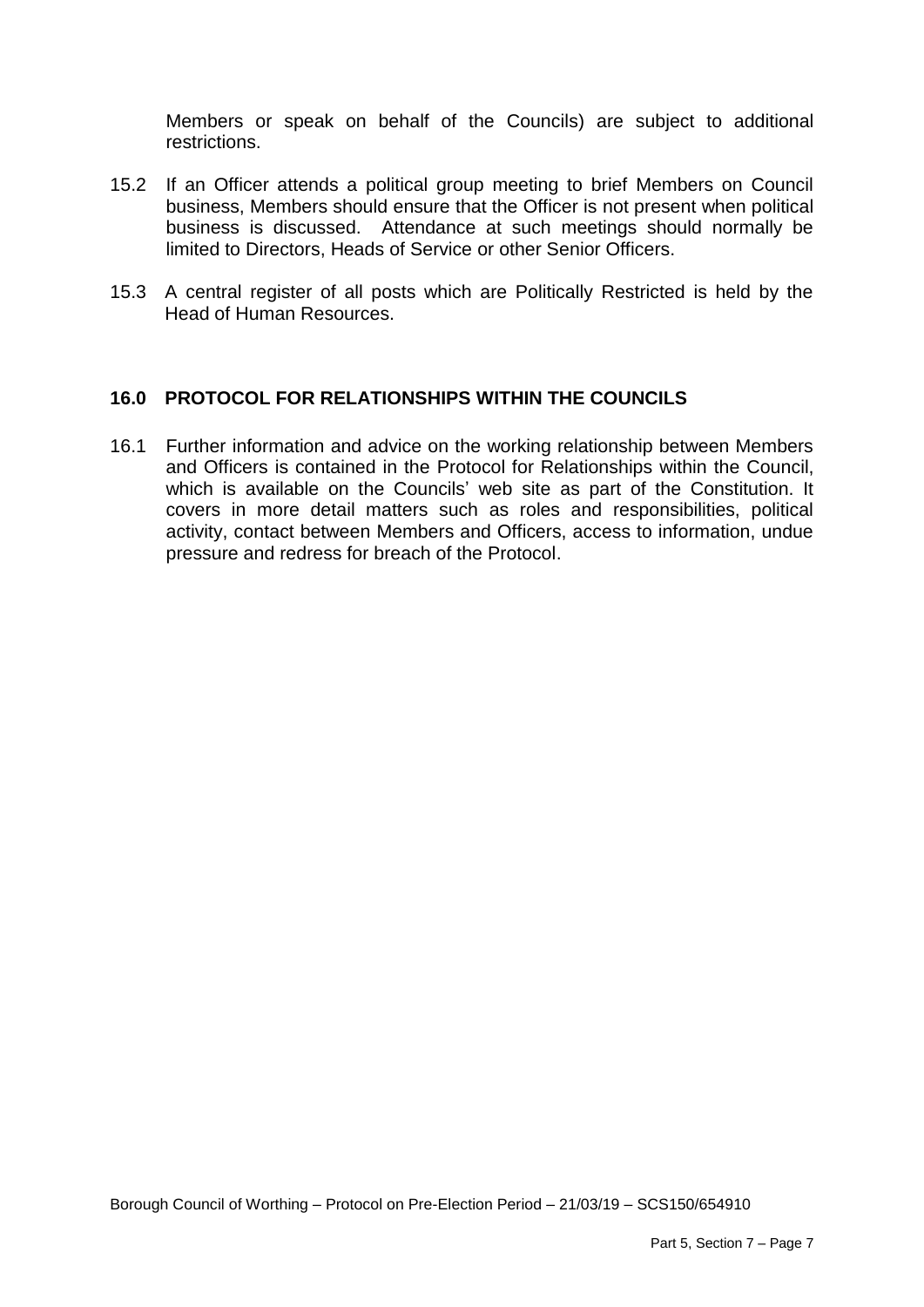Members or speak on behalf of the Councils) are subject to additional restrictions.

15.2 If an Officer attends a political group meeting to brief Members on Council business, Members should ensure that the Officer is not present when political business is discussed. Attendance at such meetings should normally be limited to Directors, Heads of Service or other Senior Officers.

15.3 A central register of all posts which are Politically Restricted is held by the Head of Human Resources.

## 16.0 PROTOCOL FOR RELATIONSHIPS WITHIN THE COUNCILS

16.1 Further information and advice on the working relationship between Members and Officers is contained in the Protocol for Relationships within the Council, which is available on the Councils' web site as part of the Constitution. It covers in more detail matters such as roles and responsibilities, political activity, contact between Members and Officers, access to information, undue pressure and redress for breach of the Protocol.